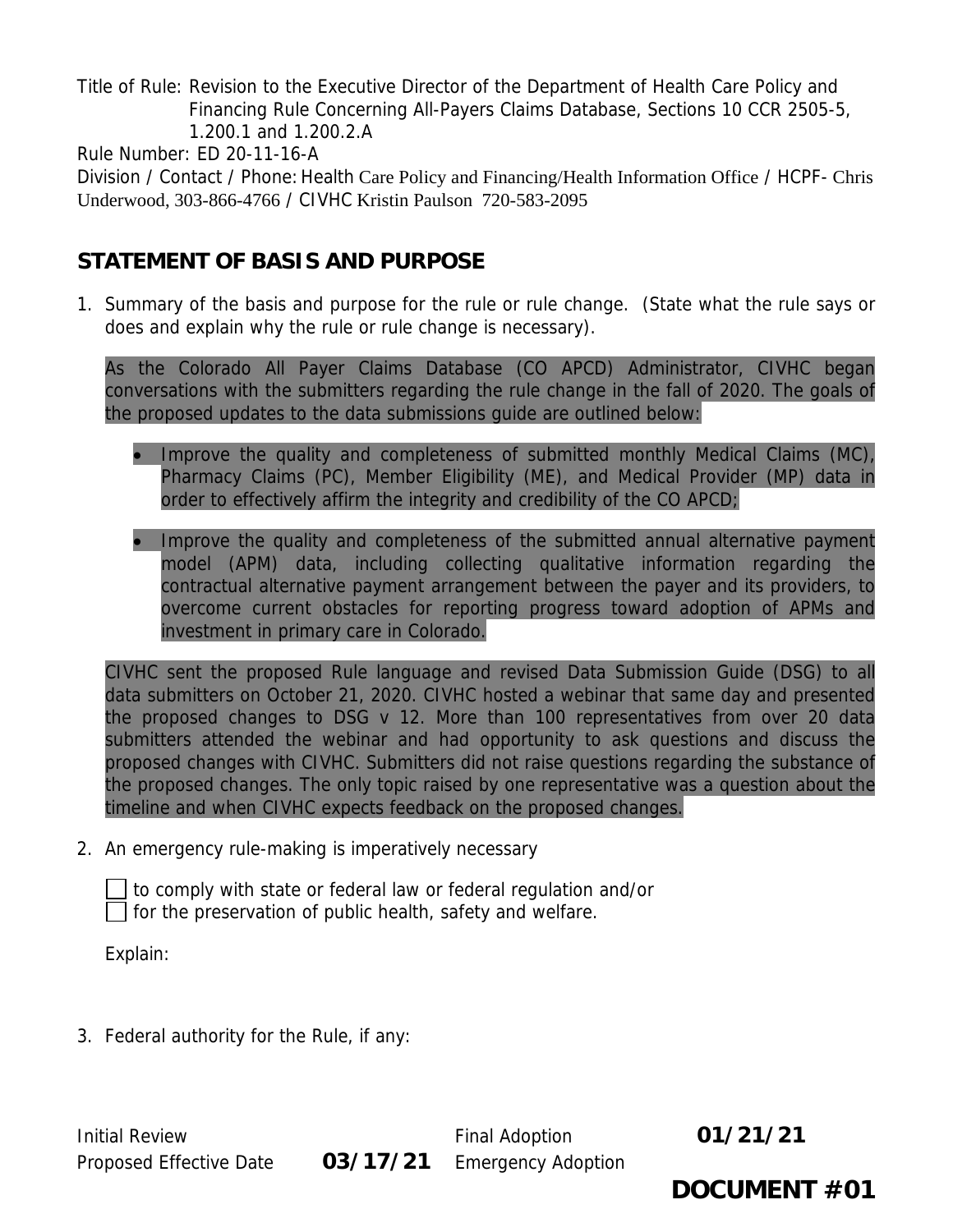Title of Rule: Revision to the Executive Director of the Department of Health Care Policy and Financing Rule Concerning All-Payers Claims Database, Sections 10 CCR 2505-5, 1.200.1 and 1.200.2.A

Rule Number: ED 20-11-16-A

Division / Contact / Phone: Health Care Policy and Financing/Health Information Office / HCPF- Chris Underwood, 303-866-4766 / CIVHC Kristin Paulson 720-583-2095

## STATEMENT OF BASIS AND PURPOSE

1. Summary of the basis and purpose for the rule or rule change. (State what the rule says or does and explain why the rule or rule change is necessary).

   As the Colorado All Payer Claims Database (CO APCD) Administrator, CIVHC began conversations with the submitters regarding the rule change in the fall of 2020. The goals of the proposed updates to the data submissions guide are outlined below:

   - Improve the quality and completeness of submitted monthly Medical Claims (MC), Pharmacy Claims (PC), Member Eligibility (ME), and Medical Provider (MP) data in order to effectively affirm the integrity and credibility of the CO APCD;

   - Improve the quality and completeness of the submitted annual alternative payment model (APM) data, including collecting qualitative information regarding the contractual alternative payment arrangement between the payer and its providers, to overcome current obstacles for reporting progress toward adoption of APMs and investment in primary care in Colorado.

   CIVHC sent the proposed Rule language and revised Data Submission Guide (DSG) to all data submitters on October 21, 2020. CIVHC hosted a webinar that same day and presented the proposed changes to DSG v 12. More than 100 representatives from over 20 data submitters attended the webinar and had opportunity to ask questions and discuss the proposed changes with CIVHC. Submitters did not raise questions regarding the substance of the proposed changes. The only topic raised by one representative was a question about the timeline and when CIVHC expects feedback on the proposed changes.

2. An emergency rule-making is imperatively necessary

   ☐ to comply with state or federal law or federal regulation and/or
   ☐ for the preservation of public health, safety and welfare.

   Explain:

3. Federal authority for the Rule, if any:

| | | | |
|---|---|---|---|
| Initial Review | | Final Adoption | **01/21/21** |
| Proposed Effective Date | **03/17/21** | Emergency Adoption | |

**DOCUMENT #01**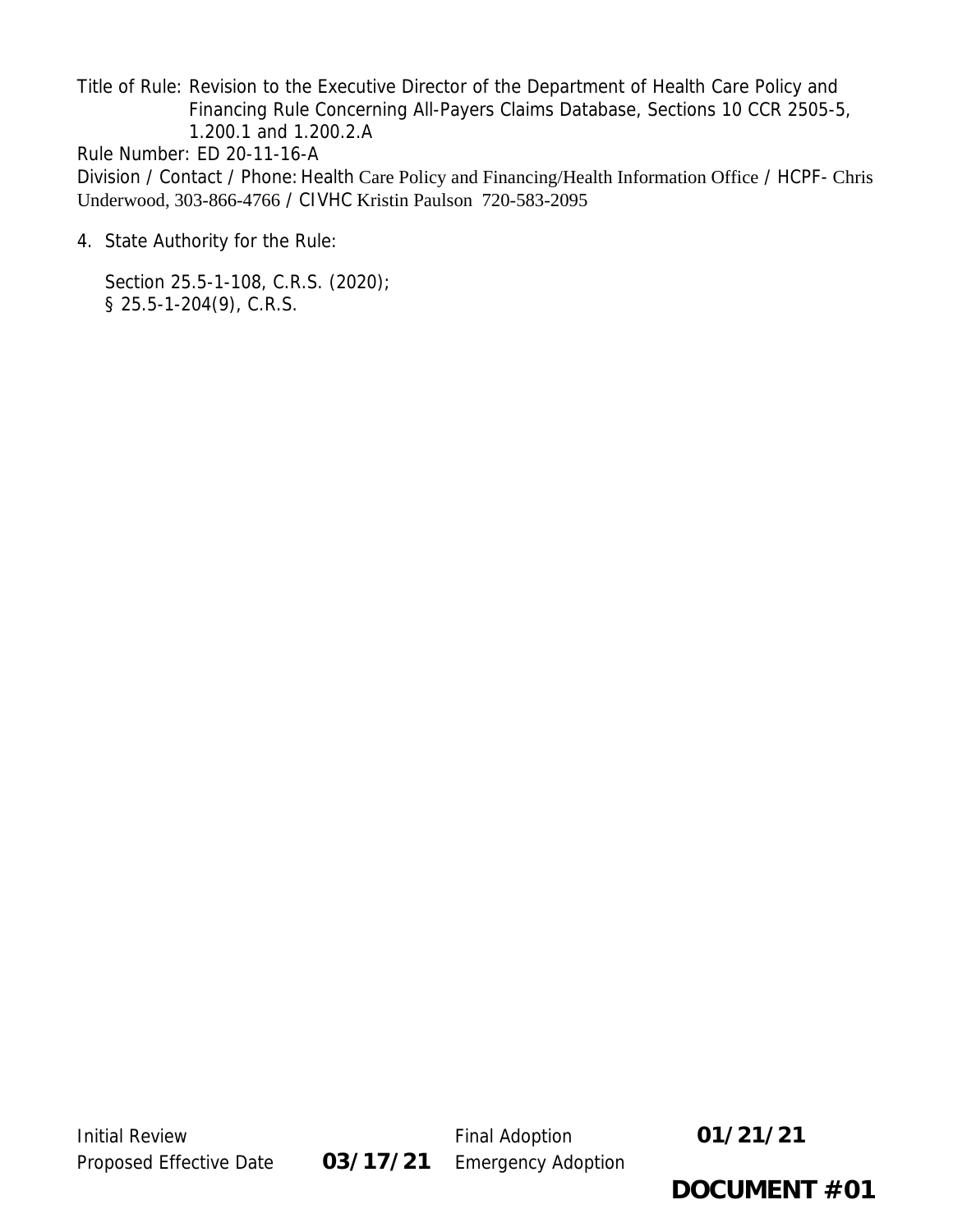Title of Rule: Revision to the Executive Director of the Department of Health Care Policy and Financing Rule Concerning All-Payers Claims Database, Sections 10 CCR 2505-5, 1.200.1 and 1.200.2.A

Rule Number: ED 20-11-16-A

Division / Contact / Phone: Health Care Policy and Financing/Health Information Office / HCPF- Chris Underwood, 303-866-4766 / CIVHC Kristin Paulson 720-583-2095

4. State Authority for the Rule:

   Section 25.5-1-108, C.R.S. (2020);
   § 25.5-1-204(9), C.R.S.

| | | | |
|---|---|---|---|
| Initial Review | | Final Adoption | **01/21/21** |
| Proposed Effective Date | **03/17/21** | Emergency Adoption | |

**DOCUMENT #01**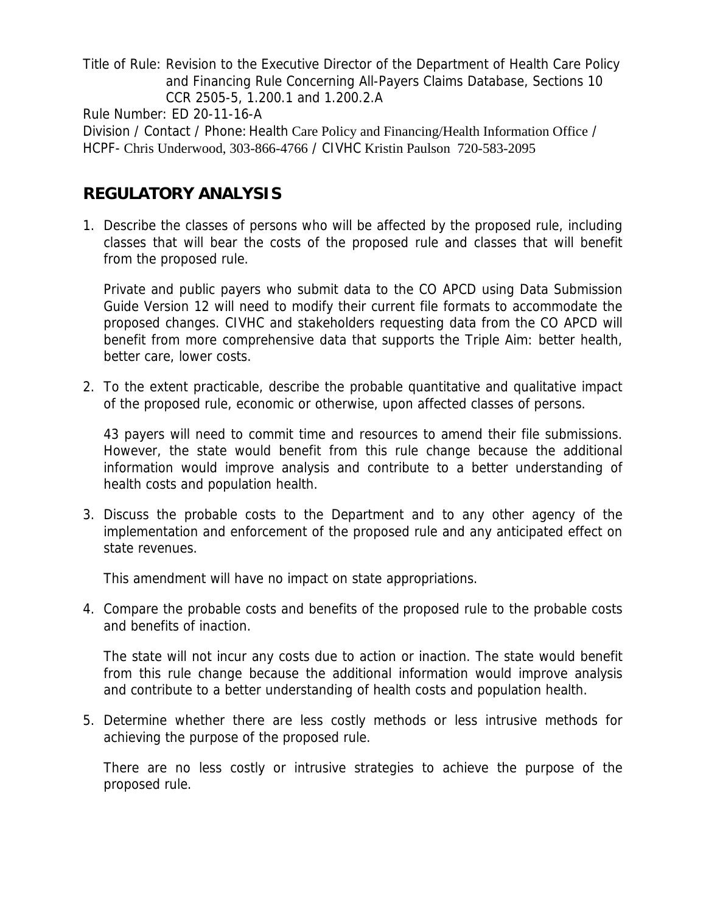Title of Rule: Revision to the Executive Director of the Department of Health Care Policy and Financing Rule Concerning All-Payers Claims Database, Sections 10 CCR 2505-5, 1.200.1 and 1.200.2.A

Rule Number: ED 20-11-16-A

Division / Contact / Phone: Health Care Policy and Financing/Health Information Office / HCPF- Chris Underwood, 303-866-4766 / CIVHC Kristin Paulson 720-583-2095

## REGULATORY ANALYSIS

1. Describe the classes of persons who will be affected by the proposed rule, including classes that will bear the costs of the proposed rule and classes that will benefit from the proposed rule.

   Private and public payers who submit data to the CO APCD using Data Submission Guide Version 12 will need to modify their current file formats to accommodate the proposed changes. CIVHC and stakeholders requesting data from the CO APCD will benefit from more comprehensive data that supports the Triple Aim: better health, better care, lower costs.

2. To the extent practicable, describe the probable quantitative and qualitative impact of the proposed rule, economic or otherwise, upon affected classes of persons.

   43 payers will need to commit time and resources to amend their file submissions. However, the state would benefit from this rule change because the additional information would improve analysis and contribute to a better understanding of health costs and population health.

3. Discuss the probable costs to the Department and to any other agency of the implementation and enforcement of the proposed rule and any anticipated effect on state revenues.

   This amendment will have no impact on state appropriations.

4. Compare the probable costs and benefits of the proposed rule to the probable costs and benefits of inaction.

   The state will not incur any costs due to action or inaction. The state would benefit from this rule change because the additional information would improve analysis and contribute to a better understanding of health costs and population health.

5. Determine whether there are less costly methods or less intrusive methods for achieving the purpose of the proposed rule.

   There are no less costly or intrusive strategies to achieve the purpose of the proposed rule.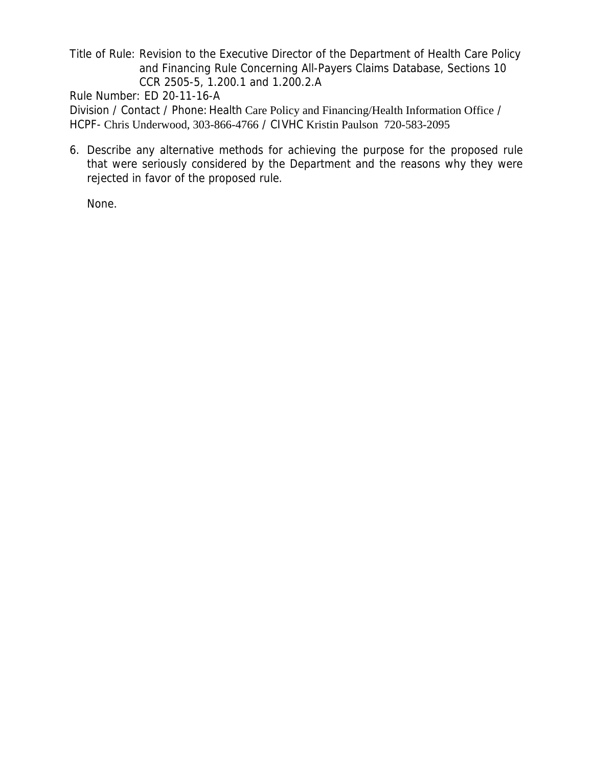Title of Rule: Revision to the Executive Director of the Department of Health Care Policy and Financing Rule Concerning All-Payers Claims Database, Sections 10 CCR 2505-5, 1.200.1 and 1.200.2.A

Rule Number: ED 20-11-16-A

Division / Contact / Phone: Health Care Policy and Financing/Health Information Office / HCPF- Chris Underwood, 303-866-4766 / CIVHC Kristin Paulson 720-583-2095

6. Describe any alternative methods for achieving the purpose for the proposed rule that were seriously considered by the Department and the reasons why they were rejected in favor of the proposed rule.

   None.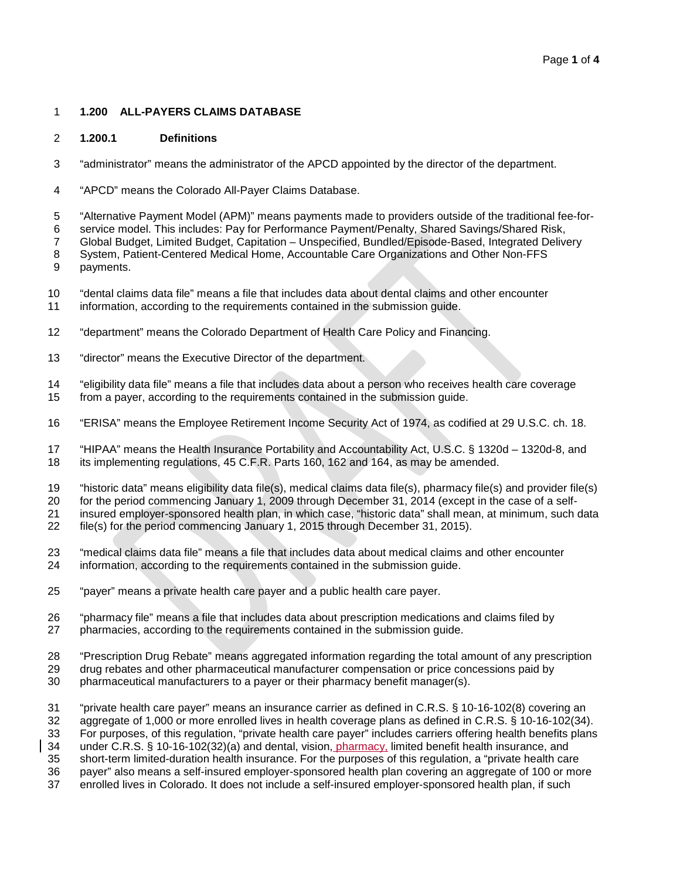## 1.200 ALL-PAYERS CLAIMS DATABASE

### 1.200.1 Definitions

"administrator" means the administrator of the APCD appointed by the director of the department.

"APCD" means the Colorado All-Payer Claims Database.

"Alternative Payment Model (APM)" means payments made to providers outside of the traditional fee-for-service model. This includes: Pay for Performance Payment/Penalty, Shared Savings/Shared Risk, Global Budget, Limited Budget, Capitation – Unspecified, Bundled/Episode-Based, Integrated Delivery System, Patient-Centered Medical Home, Accountable Care Organizations and Other Non-FFS payments.

"dental claims data file" means a file that includes data about dental claims and other encounter information, according to the requirements contained in the submission guide.

"department" means the Colorado Department of Health Care Policy and Financing.

"director" means the Executive Director of the department.

"eligibility data file" means a file that includes data about a person who receives health care coverage from a payer, according to the requirements contained in the submission guide.

"ERISA" means the Employee Retirement Income Security Act of 1974, as codified at 29 U.S.C. ch. 18.

"HIPAA" means the Health Insurance Portability and Accountability Act, U.S.C. § 1320d – 1320d-8, and its implementing regulations, 45 C.F.R. Parts 160, 162 and 164, as may be amended.

"historic data" means eligibility data file(s), medical claims data file(s), pharmacy file(s) and provider file(s) for the period commencing January 1, 2009 through December 31, 2014 (except in the case of a self-insured employer-sponsored health plan, in which case, "historic data" shall mean, at minimum, such data file(s) for the period commencing January 1, 2015 through December 31, 2015).

"medical claims data file" means a file that includes data about medical claims and other encounter information, according to the requirements contained in the submission guide.

"payer" means a private health care payer and a public health care payer.

"pharmacy file" means a file that includes data about prescription medications and claims filed by pharmacies, according to the requirements contained in the submission guide.

"Prescription Drug Rebate" means aggregated information regarding the total amount of any prescription drug rebates and other pharmaceutical manufacturer compensation or price concessions paid by pharmaceutical manufacturers to a payer or their pharmacy benefit manager(s).

"private health care payer" means an insurance carrier as defined in C.R.S. § 10-16-102(8) covering an aggregate of 1,000 or more enrolled lives in health coverage plans as defined in C.R.S. § 10-16-102(34). For purposes, of this regulation, "private health care payer" includes carriers offering health benefits plans under C.R.S. § 10-16-102(32)(a) and dental, vision, pharmacy, limited benefit health insurance, and short-term limited-duration health insurance. For the purposes of this regulation, a "private health care payer" also means a self-insured employer-sponsored health plan covering an aggregate of 100 or more enrolled lives in Colorado. It does not include a self-insured employer-sponsored health plan, if such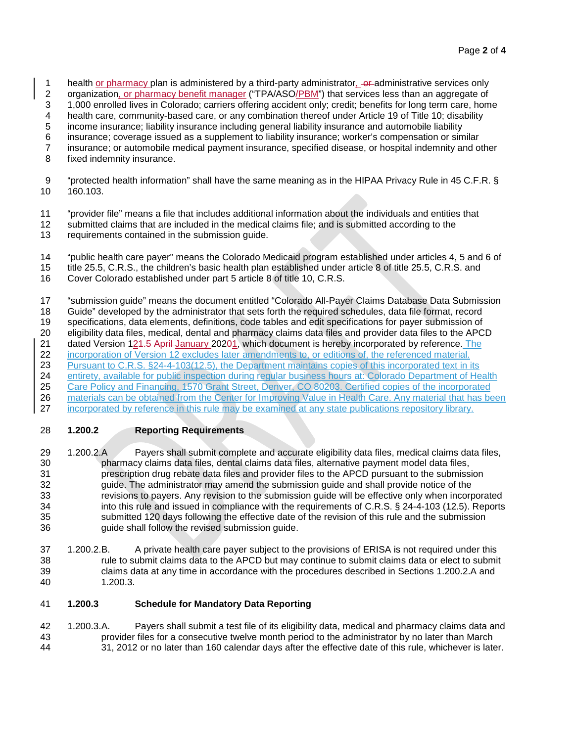health or pharmacy plan is administered by a third-party administrator, or administrative services only organization, or pharmacy benefit manager ("TPA/ASO/PBM") that services less than an aggregate of 1,000 enrolled lives in Colorado; carriers offering accident only; credit; benefits for long term care, home health care, community-based care, or any combination thereof under Article 19 of Title 10; disability income insurance; liability insurance including general liability insurance and automobile liability insurance; coverage issued as a supplement to liability insurance; worker's compensation or similar insurance; or automobile medical payment insurance, specified disease, or hospital indemnity and other fixed indemnity insurance.

"protected health information" shall have the same meaning as in the HIPAA Privacy Rule in 45 C.F.R. § 160.103.

"provider file" means a file that includes additional information about the individuals and entities that submitted claims that are included in the medical claims file; and is submitted according to the requirements contained in the submission guide.

"public health care payer" means the Colorado Medicaid program established under articles 4, 5 and 6 of title 25.5, C.R.S., the children's basic health plan established under article 8 of title 25.5, C.R.S. and Cover Colorado established under part 5 article 8 of title 10, C.R.S.

"submission guide" means the document entitled "Colorado All-Payer Claims Database Data Submission Guide" developed by the administrator that sets forth the required schedules, data file format, record specifications, data elements, definitions, code tables and edit specifications for payer submission of eligibility data files, medical, dental and pharmacy claims data files and provider data files to the APCD dated Version 1~~21.5~~2 ~~April~~ January 20~~20~~21, which document is hereby incorporated by reference. The incorporation of Version 12 excludes later amendments to, or editions of, the referenced material. Pursuant to C.R.S. §24-4-103(12.5), the Department maintains copies of this incorporated text in its entirety, available for public inspection during regular business hours at: Colorado Department of Health Care Policy and Financing, 1570 Grant Street, Denver, CO 80203. Certified copies of the incorporated materials can be obtained from the Center for Improving Value in Health Care. Any material that has been incorporated by reference in this rule may be examined at any state publications repository library.

### 1.200.2 Reporting Requirements

1.200.2.A Payers shall submit complete and accurate eligibility data files, medical claims data files, pharmacy claims data files, dental claims data files, alternative payment model data files, prescription drug rebate data files and provider files to the APCD pursuant to the submission guide. The administrator may amend the submission guide and shall provide notice of the revisions to payers. Any revision to the submission guide will be effective only when incorporated into this rule and issued in compliance with the requirements of C.R.S. § 24-4-103 (12.5). Reports submitted 120 days following the effective date of the revision of this rule and the submission guide shall follow the revised submission guide.

1.200.2.B. A private health care payer subject to the provisions of ERISA is not required under this rule to submit claims data to the APCD but may continue to submit claims data or elect to submit claims data at any time in accordance with the procedures described in Sections 1.200.2.A and 1.200.3.

### 1.200.3 Schedule for Mandatory Data Reporting

1.200.3.A. Payers shall submit a test file of its eligibility data, medical and pharmacy claims data and provider files for a consecutive twelve month period to the administrator by no later than March 31, 2012 or no later than 160 calendar days after the effective date of this rule, whichever is later.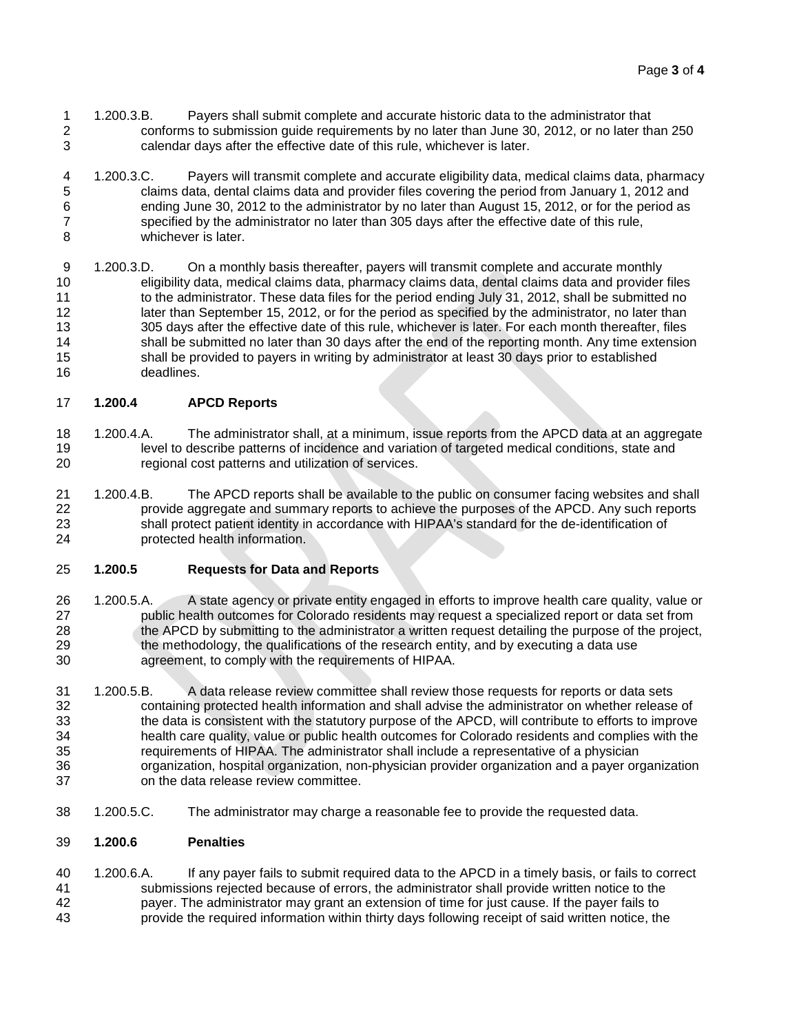1.200.3.B. Payers shall submit complete and accurate historic data to the administrator that conforms to submission guide requirements by no later than June 30, 2012, or no later than 250 calendar days after the effective date of this rule, whichever is later.

1.200.3.C. Payers will transmit complete and accurate eligibility data, medical claims data, pharmacy claims data, dental claims data and provider files covering the period from January 1, 2012 and ending June 30, 2012 to the administrator by no later than August 15, 2012, or for the period as specified by the administrator no later than 305 days after the effective date of this rule, whichever is later.

1.200.3.D. On a monthly basis thereafter, payers will transmit complete and accurate monthly eligibility data, medical claims data, pharmacy claims data, dental claims data and provider files to the administrator. These data files for the period ending July 31, 2012, shall be submitted no later than September 15, 2012, or for the period as specified by the administrator, no later than 305 days after the effective date of this rule, whichever is later. For each month thereafter, files shall be submitted no later than 30 days after the end of the reporting month. Any time extension shall be provided to payers in writing by administrator at least 30 days prior to established deadlines.

**1.200.4 APCD Reports**

1.200.4.A. The administrator shall, at a minimum, issue reports from the APCD data at an aggregate level to describe patterns of incidence and variation of targeted medical conditions, state and regional cost patterns and utilization of services.

1.200.4.B. The APCD reports shall be available to the public on consumer facing websites and shall provide aggregate and summary reports to achieve the purposes of the APCD. Any such reports shall protect patient identity in accordance with HIPAA's standard for the de-identification of protected health information.

**1.200.5 Requests for Data and Reports**

1.200.5.A. A state agency or private entity engaged in efforts to improve health care quality, value or public health outcomes for Colorado residents may request a specialized report or data set from the APCD by submitting to the administrator a written request detailing the purpose of the project, the methodology, the qualifications of the research entity, and by executing a data use agreement, to comply with the requirements of HIPAA.

1.200.5.B. A data release review committee shall review those requests for reports or data sets containing protected health information and shall advise the administrator on whether release of the data is consistent with the statutory purpose of the APCD, will contribute to efforts to improve health care quality, value or public health outcomes for Colorado residents and complies with the requirements of HIPAA. The administrator shall include a representative of a physician organization, hospital organization, non-physician provider organization and a payer organization on the data release review committee.

1.200.5.C. The administrator may charge a reasonable fee to provide the requested data.

**1.200.6 Penalties**

1.200.6.A. If any payer fails to submit required data to the APCD in a timely basis, or fails to correct submissions rejected because of errors, the administrator shall provide written notice to the payer. The administrator may grant an extension of time for just cause. If the payer fails to provide the required information within thirty days following receipt of said written notice, the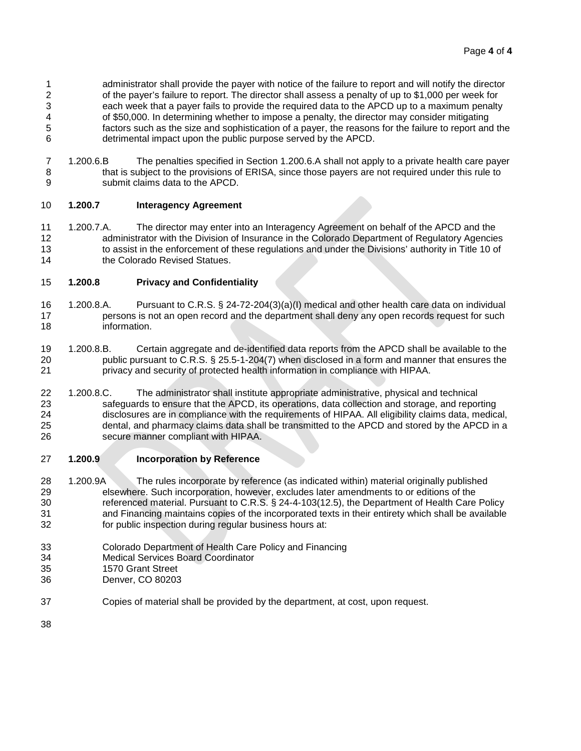administrator shall provide the payer with notice of the failure to report and will notify the director of the payer's failure to report. The director shall assess a penalty of up to $1,000 per week for each week that a payer fails to provide the required data to the APCD up to a maximum penalty of $50,000. In determining whether to impose a penalty, the director may consider mitigating factors such as the size and sophistication of a payer, the reasons for the failure to report and the detrimental impact upon the public purpose served by the APCD.

1.200.6.B The penalties specified in Section 1.200.6.A shall not apply to a private health care payer that is subject to the provisions of ERISA, since those payers are not required under this rule to submit claims data to the APCD.

**1.200.7 Interagency Agreement**

1.200.7.A. The director may enter into an Interagency Agreement on behalf of the APCD and the administrator with the Division of Insurance in the Colorado Department of Regulatory Agencies to assist in the enforcement of these regulations and under the Divisions' authority in Title 10 of the Colorado Revised Statues.

**1.200.8 Privacy and Confidentiality**

1.200.8.A. Pursuant to C.R.S. § 24-72-204(3)(a)(I) medical and other health care data on individual persons is not an open record and the department shall deny any open records request for such information.

1.200.8.B. Certain aggregate and de-identified data reports from the APCD shall be available to the public pursuant to C.R.S. § 25.5-1-204(7) when disclosed in a form and manner that ensures the privacy and security of protected health information in compliance with HIPAA.

1.200.8.C. The administrator shall institute appropriate administrative, physical and technical safeguards to ensure that the APCD, its operations, data collection and storage, and reporting disclosures are in compliance with the requirements of HIPAA. All eligibility claims data, medical, dental, and pharmacy claims data shall be transmitted to the APCD and stored by the APCD in a secure manner compliant with HIPAA.

**1.200.9 Incorporation by Reference**

1.200.9A The rules incorporate by reference (as indicated within) material originally published elsewhere. Such incorporation, however, excludes later amendments to or editions of the referenced material. Pursuant to C.R.S. § 24-4-103(12.5), the Department of Health Care Policy and Financing maintains copies of the incorporated texts in their entirety which shall be available for public inspection during regular business hours at:

Colorado Department of Health Care Policy and Financing
Medical Services Board Coordinator
1570 Grant Street
Denver, CO 80203

Copies of material shall be provided by the department, at cost, upon request.